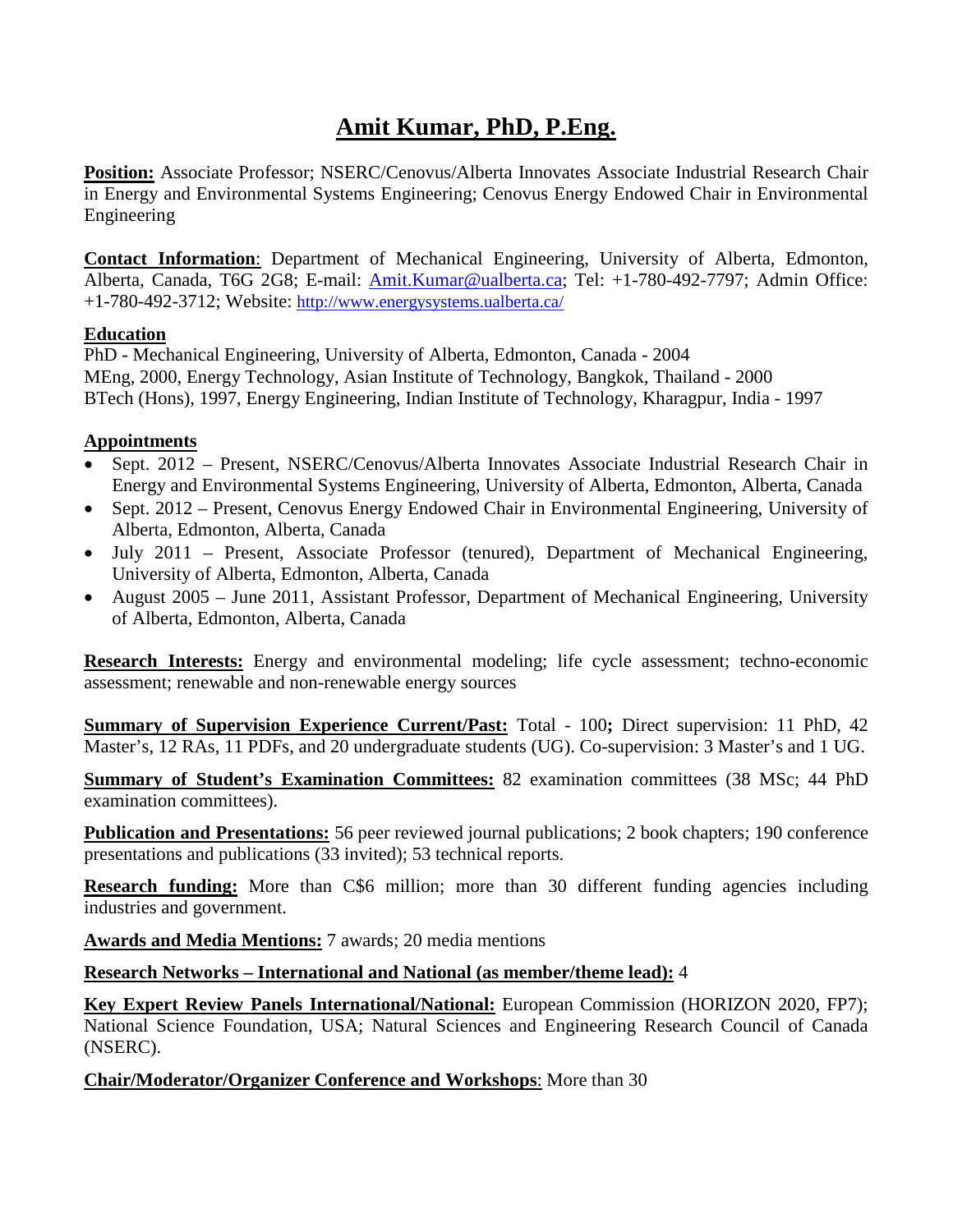# Amit Kumar, PhD, P.Eng.

**Position:** Associate Professor; NSERC/Cenovus/Alberta Innovates Associate Industrial Research Chair in Energy and Environmental Systems Engineering; Cenovus Energy Endowed Chair in Environmental Engineering

**Contact Information**: Department of Mechanical Engineering, University of Alberta, Edmonton, Alberta, Canada, T6G 2G8; E-mail: Amit.Kumar@ualberta.ca; Tel: +1-780-492-7797; Admin Office: +1-780-492-3712; Website: http://www.energysystems.ualberta.ca/

## Education

PhD - Mechanical Engineering, University of Alberta, Edmonton, Canada - 2004
MEng, 2000, Energy Technology, Asian Institute of Technology, Bangkok, Thailand - 2000
BTech (Hons), 1997, Energy Engineering, Indian Institute of Technology, Kharagpur, India - 1997

## Appointments

- Sept. 2012 – Present, NSERC/Cenovus/Alberta Innovates Associate Industrial Research Chair in Energy and Environmental Systems Engineering, University of Alberta, Edmonton, Alberta, Canada
- Sept. 2012 – Present, Cenovus Energy Endowed Chair in Environmental Engineering, University of Alberta, Edmonton, Alberta, Canada
- July 2011 – Present, Associate Professor (tenured), Department of Mechanical Engineering, University of Alberta, Edmonton, Alberta, Canada
- August 2005 – June 2011, Assistant Professor, Department of Mechanical Engineering, University of Alberta, Edmonton, Alberta, Canada

**Research Interests:** Energy and environmental modeling; life cycle assessment; techno-economic assessment; renewable and non-renewable energy sources

**Summary of Supervision Experience Current/Past:** Total - 100**;** Direct supervision: 11 PhD, 42 Master's, 12 RAs, 11 PDFs, and 20 undergraduate students (UG). Co-supervision: 3 Master's and 1 UG.

**Summary of Student's Examination Committees:** 82 examination committees (38 MSc; 44 PhD examination committees).

**Publication and Presentations:** 56 peer reviewed journal publications; 2 book chapters; 190 conference presentations and publications (33 invited); 53 technical reports.

**Research funding:** More than C$6 million; more than 30 different funding agencies including industries and government.

**Awards and Media Mentions:** 7 awards; 20 media mentions

**Research Networks – International and National (as member/theme lead):** 4

**Key Expert Review Panels International/National:** European Commission (HORIZON 2020, FP7); National Science Foundation, USA; Natural Sciences and Engineering Research Council of Canada (NSERC).

**Chair/Moderator/Organizer Conference and Workshops**: More than 30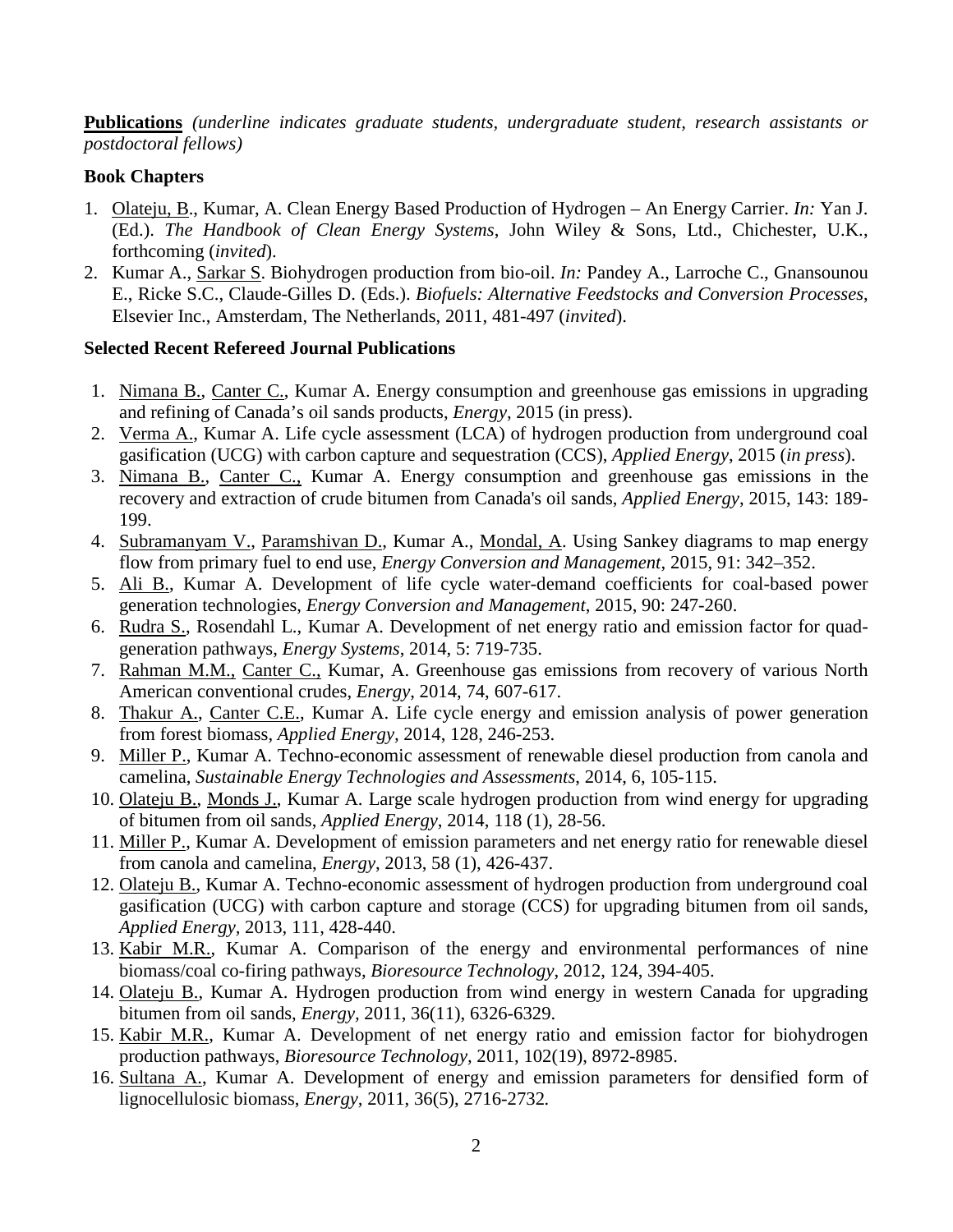**Publications** *(underline indicates graduate students, undergraduate student, research assistants or postdoctoral fellows)*

**Book Chapters**

1. <u>Olateju, B</u>., Kumar, A. Clean Energy Based Production of Hydrogen – An Energy Carrier. *In:* Yan J. (Ed.). *The Handbook of Clean Energy Systems*, John Wiley & Sons, Ltd., Chichester, U.K., forthcoming (*invited*).
2. Kumar A., <u>Sarkar S</u>. Biohydrogen production from bio-oil. *In:* Pandey A., Larroche C., Gnansounou E., Ricke S.C., Claude-Gilles D. (Eds.). *Biofuels: Alternative Feedstocks and Conversion Processes*, Elsevier Inc., Amsterdam, The Netherlands, 2011, 481-497 (*invited*).

**Selected Recent Refereed Journal Publications**

1. <u>Nimana B.</u>, <u>Canter C.</u>, Kumar A. Energy consumption and greenhouse gas emissions in upgrading and refining of Canada's oil sands products, *Energy*, 2015 (in press).
2. <u>Verma A.</u>, Kumar A. Life cycle assessment (LCA) of hydrogen production from underground coal gasification (UCG) with carbon capture and sequestration (CCS), *Applied Energy*, 2015 (*in press*).
3. <u>Nimana B.</u>, <u>Canter C.,</u> Kumar A. Energy consumption and greenhouse gas emissions in the recovery and extraction of crude bitumen from Canada's oil sands, *Applied Energy*, 2015, 143: 189-199.
4. <u>Subramanyam V.</u>, <u>Paramshivan D.</u>, Kumar A., <u>Mondal, A</u>. Using Sankey diagrams to map energy flow from primary fuel to end use, *Energy Conversion and Management*, 2015, 91: 342–352.
5. <u>Ali B.</u>, Kumar A. Development of life cycle water-demand coefficients for coal-based power generation technologies, *Energy Conversion and Management*, 2015, 90: 247-260.
6. <u>Rudra S.</u>, Rosendahl L., Kumar A. Development of net energy ratio and emission factor for quad-generation pathways, *Energy Systems*, 2014, 5: 719-735.
7. <u>Rahman M.M.,</u> <u>Canter C.,</u> Kumar, A. Greenhouse gas emissions from recovery of various North American conventional crudes, *Energy*, 2014, 74, 607-617.
8. <u>Thakur A.</u>, <u>Canter C.E.</u>, Kumar A. Life cycle energy and emission analysis of power generation from forest biomass, *Applied Energy,* 2014, 128, 246-253.
9. <u>Miller P.</u>, Kumar A. Techno-economic assessment of renewable diesel production from canola and camelina, *Sustainable Energy Technologies and Assessments*, 2014, 6, 105-115.
10. <u>Olateju B.</u>, <u>Monds J.</u>, Kumar A. Large scale hydrogen production from wind energy for upgrading of bitumen from oil sands, *Applied Energy*, 2014, 118 (1), 28-56.
11. <u>Miller P.</u>, Kumar A. Development of emission parameters and net energy ratio for renewable diesel from canola and camelina, *Energy*, 2013, 58 (1), 426-437.
12. <u>Olateju B.</u>, Kumar A. Techno-economic assessment of hydrogen production from underground coal gasification (UCG) with carbon capture and storage (CCS) for upgrading bitumen from oil sands, *Applied Energy*, 2013, 111, 428-440.
13. <u>Kabir M.R.</u>, Kumar A. Comparison of the energy and environmental performances of nine biomass/coal co-firing pathways, *Bioresource Technology*, 2012, 124, 394-405.
14. <u>Olateju B.</u>, Kumar A. Hydrogen production from wind energy in western Canada for upgrading bitumen from oil sands, *Energy*, 2011, 36(11), 6326-6329.
15. <u>Kabir M.R.</u>, Kumar A. Development of net energy ratio and emission factor for biohydrogen production pathways, *Bioresource Technology,* 2011, 102(19), 8972-8985.
16. <u>Sultana A.</u>, Kumar A. Development of energy and emission parameters for densified form of lignocellulosic biomass, *Energy*, 2011, 36(5), 2716-2732*.*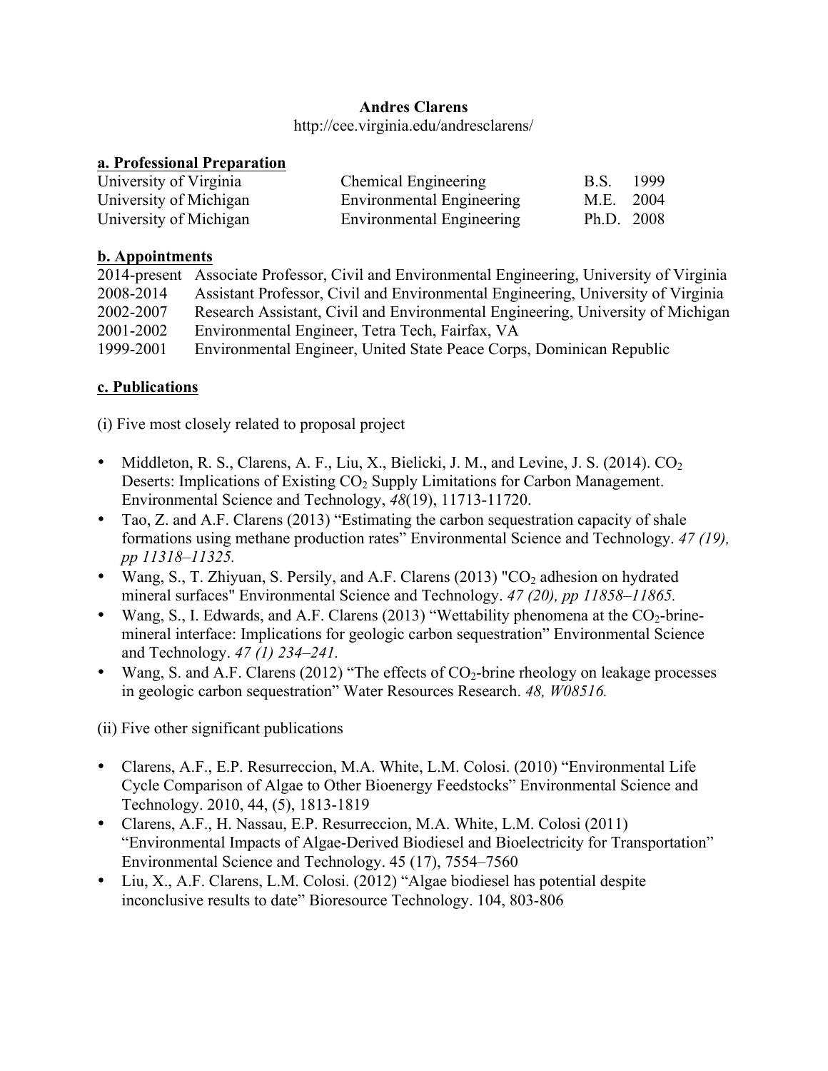**Andres Clarens**

http://cee.virginia.edu/andresclarens/

## a. Professional Preparation

| | | | |
|---|---|---|---|
| University of Virginia | Chemical Engineering | B.S. | 1999 |
| University of Michigan | Environmental Engineering | M.E. | 2004 |
| University of Michigan | Environmental Engineering | Ph.D. | 2008 |

## b. Appointments

| | |
|---|---|
| 2014-present | Associate Professor, Civil and Environmental Engineering, University of Virginia |
| 2008-2014 | Assistant Professor, Civil and Environmental Engineering, University of Virginia |
| 2002-2007 | Research Assistant, Civil and Environmental Engineering, University of Michigan |
| 2001-2002 | Environmental Engineer, Tetra Tech, Fairfax, VA |
| 1999-2001 | Environmental Engineer, United State Peace Corps, Dominican Republic |

## c. Publications

(i) Five most closely related to proposal project

- Middleton, R. S., Clarens, A. F., Liu, X., Bielicki, J. M., and Levine, J. S. (2014). $CO_2$ Deserts: Implications of Existing $CO_2$ Supply Limitations for Carbon Management. Environmental Science and Technology, *48*(19), 11713-11720.
- Tao, Z. and A.F. Clarens (2013) "Estimating the carbon sequestration capacity of shale formations using methane production rates" Environmental Science and Technology. *47 (19), pp 11318–11325.*
- Wang, S., T. Zhiyuan, S. Persily, and A.F. Clarens (2013) "$CO_2$ adhesion on hydrated mineral surfaces" Environmental Science and Technology. *47 (20), pp 11858–11865.*
- Wang, S., I. Edwards, and A.F. Clarens (2013) "Wettability phenomena at the $CO_2$-brine-mineral interface: Implications for geologic carbon sequestration" Environmental Science and Technology. *47 (1) 234–241.*
- Wang, S. and A.F. Clarens (2012) "The effects of $CO_2$-brine rheology on leakage processes in geologic carbon sequestration" Water Resources Research. *48, W08516.*

(ii) Five other significant publications

- Clarens, A.F., E.P. Resurreccion, M.A. White, L.M. Colosi. (2010) "Environmental Life Cycle Comparison of Algae to Other Bioenergy Feedstocks" Environmental Science and Technology. 2010, 44, (5), 1813-1819
- Clarens, A.F., H. Nassau, E.P. Resurreccion, M.A. White, L.M. Colosi (2011) "Environmental Impacts of Algae-Derived Biodiesel and Bioelectricity for Transportation" Environmental Science and Technology. 45 (17), 7554–7560
- Liu, X., A.F. Clarens, L.M. Colosi. (2012) "Algae biodiesel has potential despite inconclusive results to date" Bioresource Technology. 104, 803-806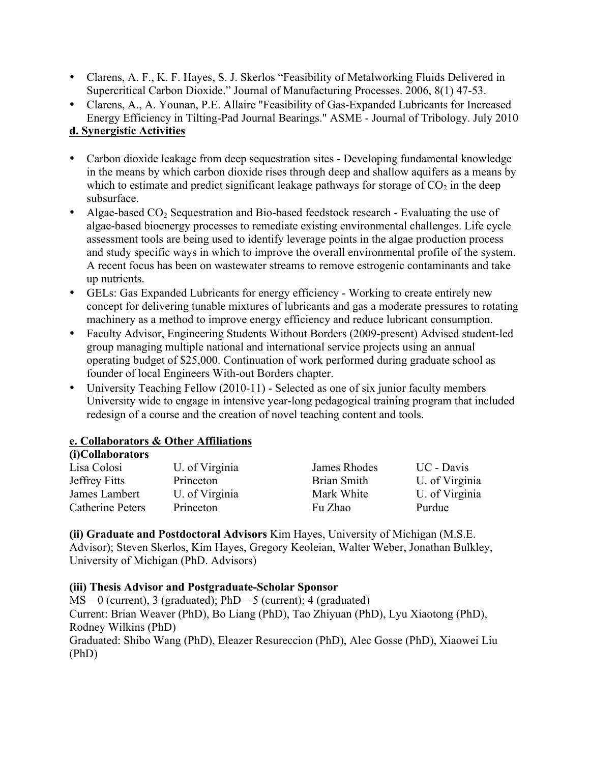- Clarens, A. F., K. F. Hayes, S. J. Skerlos "Feasibility of Metalworking Fluids Delivered in Supercritical Carbon Dioxide." Journal of Manufacturing Processes. 2006, 8(1) 47-53.
- Clarens, A., A. Younan, P.E. Allaire "Feasibility of Gas-Expanded Lubricants for Increased Energy Efficiency in Tilting-Pad Journal Bearings." ASME - Journal of Tribology. July 2010

**d. Synergistic Activities**

- Carbon dioxide leakage from deep sequestration sites - Developing fundamental knowledge in the means by which carbon dioxide rises through deep and shallow aquifers as a means by which to estimate and predict significant leakage pathways for storage of $CO_2$ in the deep subsurface.
- Algae-based $CO_2$ Sequestration and Bio-based feedstock research - Evaluating the use of algae-based bioenergy processes to remediate existing environmental challenges. Life cycle assessment tools are being used to identify leverage points in the algae production process and study specific ways in which to improve the overall environmental profile of the system. A recent focus has been on wastewater streams to remove estrogenic contaminants and take up nutrients.
- GELs: Gas Expanded Lubricants for energy efficiency - Working to create entirely new concept for delivering tunable mixtures of lubricants and gas a moderate pressures to rotating machinery as a method to improve energy efficiency and reduce lubricant consumption.
- Faculty Advisor, Engineering Students Without Borders (2009-present) Advised student-led group managing multiple national and international service projects using an annual operating budget of $25,000. Continuation of work performed during graduate school as founder of local Engineers With-out Borders chapter.
- University Teaching Fellow (2010-11) - Selected as one of six junior faculty members University wide to engage in intensive year-long pedagogical training program that included redesign of a course and the creation of novel teaching content and tools.

**e. Collaborators & Other Affiliations**

**(i)Collaborators**

| | | | |
|---|---|---|---|
| Lisa Colosi | U. of Virginia | James Rhodes | UC - Davis |
| Jeffrey Fitts | Princeton | Brian Smith | U. of Virginia |
| James Lambert | U. of Virginia | Mark White | U. of Virginia |
| Catherine Peters | Princeton | Fu Zhao | Purdue |

**(ii) Graduate and Postdoctoral Advisors** Kim Hayes, University of Michigan (M.S.E. Advisor); Steven Skerlos, Kim Hayes, Gregory Keoleian, Walter Weber, Jonathan Bulkley, University of Michigan (PhD. Advisors)

**(iii) Thesis Advisor and Postgraduate-Scholar Sponsor**

MS – 0 (current), 3 (graduated); PhD – 5 (current); 4 (graduated)

Current: Brian Weaver (PhD), Bo Liang (PhD), Tao Zhiyuan (PhD), Lyu Xiaotong (PhD), Rodney Wilkins (PhD)

Graduated: Shibo Wang (PhD), Eleazer Resureccion (PhD), Alec Gosse (PhD), Xiaowei Liu (PhD)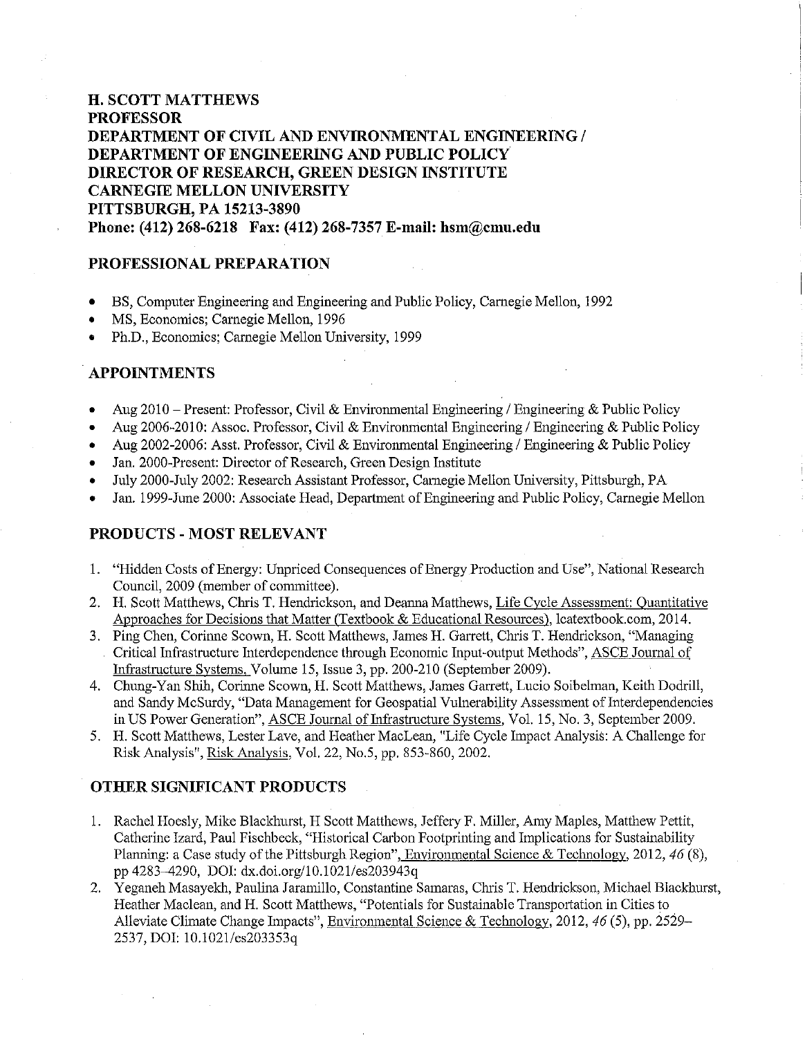**H. SCOTT MATTHEWS**
**PROFESSOR**
**DEPARTMENT OF CIVIL AND ENVIRONMENTAL ENGINEERING /**
**DEPARTMENT OF ENGINEERING AND PUBLIC POLICY**
**DIRECTOR OF RESEARCH, GREEN DESIGN INSTITUTE**
**CARNEGIE MELLON UNIVERSITY**
**PITTSBURGH, PA 15213-3890**
**Phone: (412) 268-6218 Fax: (412) 268-7357 E-mail: hsm@cmu.edu**

## PROFESSIONAL PREPARATION

- BS, Computer Engineering and Engineering and Public Policy, Carnegie Mellon, 1992
- MS, Economics; Carnegie Mellon, 1996
- Ph.D., Economics; Carnegie Mellon University, 1999

## APPOINTMENTS

- Aug 2010 – Present: Professor, Civil & Environmental Engineering / Engineering & Public Policy
- Aug 2006-2010: Assoc. Professor, Civil & Environmental Engineering / Engineering & Public Policy
- Aug 2002-2006: Asst. Professor, Civil & Environmental Engineering / Engineering & Public Policy
- Jan. 2000-Present: Director of Research, Green Design Institute
- July 2000-July 2002: Research Assistant Professor, Carnegie Mellon University, Pittsburgh, PA
- Jan. 1999-June 2000: Associate Head, Department of Engineering and Public Policy, Carnegie Mellon

## PRODUCTS - MOST RELEVANT

1. "Hidden Costs of Energy: Unpriced Consequences of Energy Production and Use", National Research Council, 2009 (member of committee).
2. H. Scott Matthews, Chris T. Hendrickson, and Deanna Matthews, Life Cycle Assessment: Quantitative Approaches for Decisions that Matter (Textbook & Educational Resources), lcatextbook.com, 2014.
3. Ping Chen, Corinne Scown, H. Scott Matthews, James H. Garrett, Chris T. Hendrickson, "Managing Critical Infrastructure Interdependence through Economic Input-output Methods", ASCE Journal of Infrastructure Systems, Volume 15, Issue 3, pp. 200-210 (September 2009).
4. Chung-Yan Shih, Corinne Scown, H. Scott Matthews, James Garrett, Lucio Soibelman, Keith Dodrill, and Sandy McSurdy, "Data Management for Geospatial Vulnerability Assessment of Interdependencies in US Power Generation", ASCE Journal of Infrastructure Systems, Vol. 15, No. 3, September 2009.
5. H. Scott Matthews, Lester Lave, and Heather MacLean, "Life Cycle Impact Analysis: A Challenge for Risk Analysis", Risk Analysis, Vol. 22, No.5, pp. 853-860, 2002.

## OTHER SIGNIFICANT PRODUCTS

1. Rachel Hoesly, Mike Blackhurst, H Scott Matthews, Jeffery F. Miller, Amy Maples, Matthew Pettit, Catherine Izard, Paul Fischbeck, "Historical Carbon Footprinting and Implications for Sustainability Planning: a Case study of the Pittsburgh Region", Environmental Science & Technology, 2012, *46* (8), pp 4283–4290, DOI: dx.doi.org/10.1021/es203943q
2. Yeganeh Masayekh, Paulina Jaramillo, Constantine Samaras, Chris T. Hendrickson, Michael Blackhurst, Heather Maclean, and H. Scott Matthews, "Potentials for Sustainable Transportation in Cities to Alleviate Climate Change Impacts", Environmental Science & Technology, 2012, *46* (5), pp. 2529–2537, DOI: 10.1021/es203353q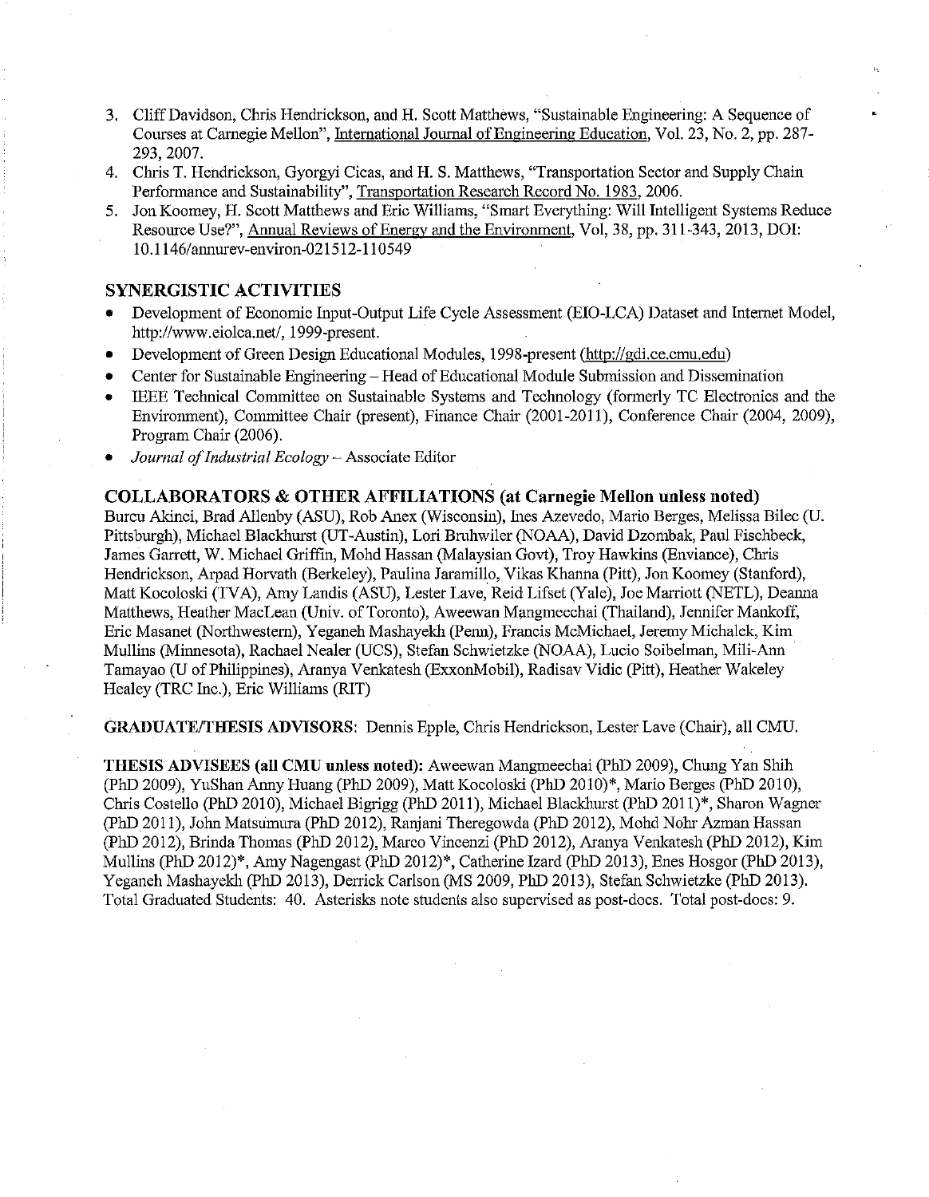3. Cliff Davidson, Chris Hendrickson, and H. Scott Matthews, "Sustainable Engineering: A Sequence of Courses at Carnegie Mellon", International Journal of Engineering Education, Vol. 23, No. 2, pp. 287-293, 2007.
4. Chris T. Hendrickson, Gyorgyi Cicas, and H. S. Matthews, "Transportation Sector and Supply Chain Performance and Sustainability", Transportation Research Record No. 1983, 2006.
5. Jon Koomey, H. Scott Matthews and Eric Williams, "Smart Everything: Will Intelligent Systems Reduce Resource Use?", Annual Reviews of Energy and the Environment, Vol, 38, pp. 311-343, 2013, DOI: 10.1146/annurev-environ-021512-110549

## SYNERGISTIC ACTIVITIES

- Development of Economic Input-Output Life Cycle Assessment (EIO-LCA) Dataset and Internet Model, http://www.eiolca.net/, 1999-present.
- Development of Green Design Educational Modules, 1998-present (http://gdi.ce.cmu.edu)
- Center for Sustainable Engineering – Head of Educational Module Submission and Dissemination
- IEEE Technical Committee on Sustainable Systems and Technology (formerly TC Electronics and the Environment), Committee Chair (present), Finance Chair (2001-2011), Conference Chair (2004, 2009), Program Chair (2006).
- *Journal of Industrial Ecology* – Associate Editor

## COLLABORATORS & OTHER AFFILIATIONS (at Carnegie Mellon unless noted)

Burcu Akinci, Brad Allenby (ASU), Rob Anex (Wisconsin), Ines Azevedo, Mario Berges, Melissa Bilec (U. Pittsburgh), Michael Blackhurst (UT-Austin), Lori Bruhwiler (NOAA), David Dzombak, Paul Fischbeck, James Garrett, W. Michael Griffin, Mohd Hassan (Malaysian Govt), Troy Hawkins (Enviance), Chris Hendrickson, Arpad Horvath (Berkeley), Paulina Jaramillo, Vikas Khanna (Pitt), Jon Koomey (Stanford), Matt Kocoloski (TVA), Amy Landis (ASU), Lester Lave, Reid Lifset (Yale), Joe Marriott (NETL), Deanna Matthews, Heather MacLean (Univ. of Toronto), Aweewan Mangmeechai (Thailand), Jennifer Mankoff, Eric Masanet (Northwestern), Yeganeh Mashayekh (Penn), Francis McMichael, Jeremy Michalek, Kim Mullins (Minnesota), Rachael Nealer (UCS), Stefan Schwietzke (NOAA), Lucio Soibelman, Mili-Ann Tamayao (U of Philippines), Aranya Venkatesh (ExxonMobil), Radisav Vidic (Pitt), Heather Wakeley Healey (TRC Inc.), Eric Williams (RIT)

**GRADUATE/THESIS ADVISORS**: Dennis Epple, Chris Hendrickson, Lester Lave (Chair), all CMU.

**THESIS ADVISEES (all CMU unless noted):** Aweewan Mangmeechai (PhD 2009), Chung Yan Shih (PhD 2009), YuShan Amy Huang (PhD 2009), Matt Kocoloski (PhD 2010)*, Mario Berges (PhD 2010), Chris Costello (PhD 2010), Michael Bigrigg (PhD 2011), Michael Blackhurst (PhD 2011)*, Sharon Wagner (PhD 2011), John Matsumura (PhD 2012), Ranjani Theregowda (PhD 2012), Mohd Nohr Azman Hassan (PhD 2012), Brinda Thomas (PhD 2012), Marco Vincenzi (PhD 2012), Aranya Venkatesh (PhD 2012), Kim Mullins (PhD 2012)*, Amy Nagengast (PhD 2012)*, Catherine Izard (PhD 2013), Enes Hosgor (PhD 2013), Yeganeh Mashayekh (PhD 2013), Derrick Carlson (MS 2009, PhD 2013), Stefan Schwietzke (PhD 2013). Total Graduated Students: 40. Asterisks note students also supervised as post-docs. Total post-docs: 9.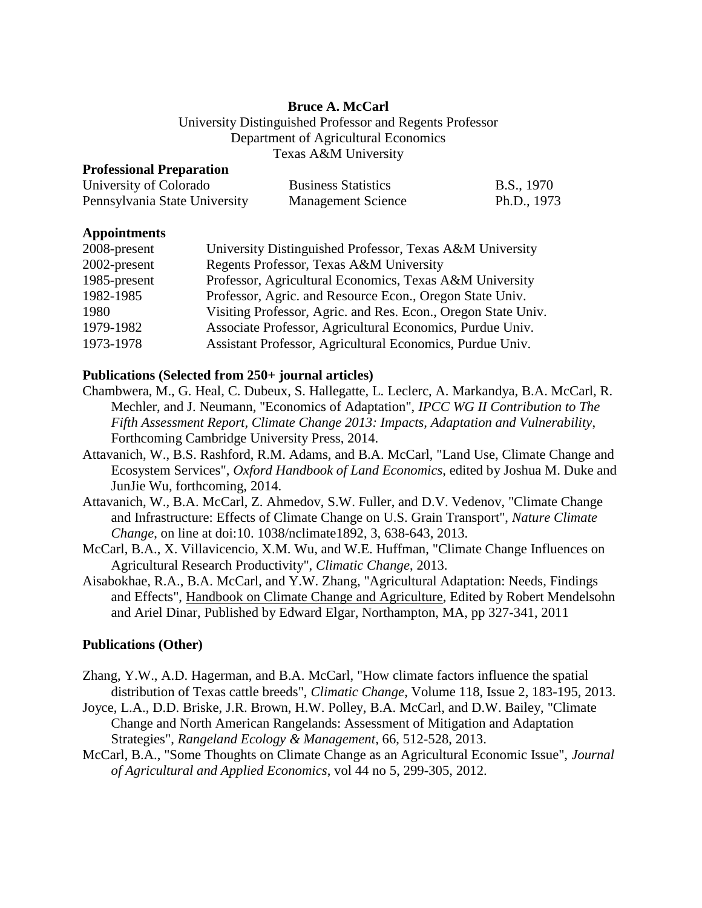**Bruce A. McCarl**

University Distinguished Professor and Regents Professor
Department of Agricultural Economics
Texas A&M University

**Professional Preparation**

| | | |
|---|---|---|
| University of Colorado | Business Statistics | B.S., 1970 |
| Pennsylvania State University | Management Science | Ph.D., 1973 |

**Appointments**

| | |
|---|---|
| 2008-present | University Distinguished Professor, Texas A&M University |
| 2002-present | Regents Professor, Texas A&M University |
| 1985-present | Professor, Agricultural Economics, Texas A&M University |
| 1982-1985 | Professor, Agric. and Resource Econ., Oregon State Univ. |
| 1980 | Visiting Professor, Agric. and Res. Econ., Oregon State Univ. |
| 1979-1982 | Associate Professor, Agricultural Economics, Purdue Univ. |
| 1973-1978 | Assistant Professor, Agricultural Economics, Purdue Univ. |

**Publications (Selected from 250+ journal articles)**

Chambwera, M., G. Heal, C. Dubeux, S. Hallegatte, L. Leclerc, A. Markandya, B.A. McCarl, R. Mechler, and J. Neumann, "Economics of Adaptation", *IPCC WG II Contribution to The Fifth Assessment Report, Climate Change 2013: Impacts, Adaptation and Vulnerability*, Forthcoming Cambridge University Press, 2014.

Attavanich, W., B.S. Rashford, R.M. Adams, and B.A. McCarl, "Land Use, Climate Change and Ecosystem Services", *Oxford Handbook of Land Economics*, edited by Joshua M. Duke and JunJie Wu, forthcoming, 2014.

Attavanich, W., B.A. McCarl, Z. Ahmedov, S.W. Fuller, and D.V. Vedenov, "Climate Change and Infrastructure: Effects of Climate Change on U.S. Grain Transport", *Nature Climate Change*, on line at doi:10. 1038/nclimate1892, 3, 638-643, 2013.

McCarl, B.A., X. Villavicencio, X.M. Wu, and W.E. Huffman, "Climate Change Influences on Agricultural Research Productivity", *Climatic Change*, 2013.

Aisabokhae, R.A., B.A. McCarl, and Y.W. Zhang, "Agricultural Adaptation: Needs, Findings and Effects", Handbook on Climate Change and Agriculture, Edited by Robert Mendelsohn and Ariel Dinar, Published by Edward Elgar, Northampton, MA, pp 327-341, 2011

**Publications (Other)**

Zhang, Y.W., A.D. Hagerman, and B.A. McCarl, "How climate factors influence the spatial distribution of Texas cattle breeds", *Climatic Change*, Volume 118, Issue 2, 183-195, 2013.

Joyce, L.A., D.D. Briske, J.R. Brown, H.W. Polley, B.A. McCarl, and D.W. Bailey, "Climate Change and North American Rangelands: Assessment of Mitigation and Adaptation Strategies", *Rangeland Ecology & Management*, 66, 512-528, 2013.

McCarl, B.A., "Some Thoughts on Climate Change as an Agricultural Economic Issue", *Journal of Agricultural and Applied Economics*, vol 44 no 5, 299-305, 2012.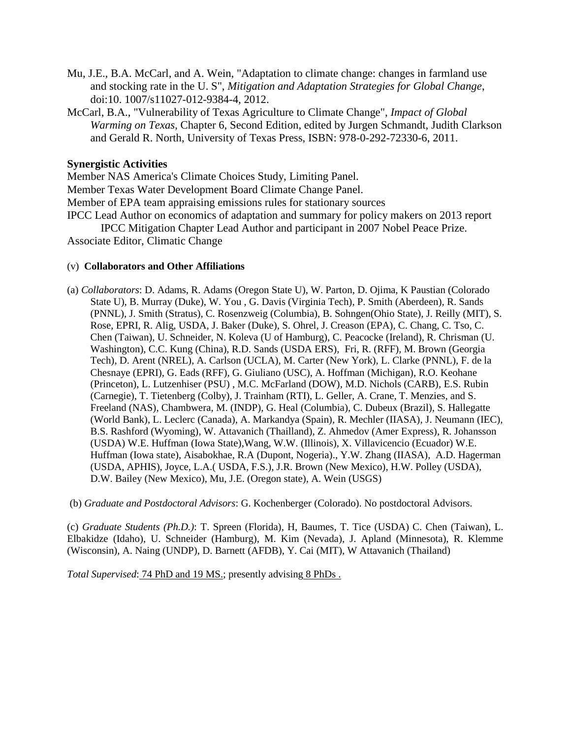Mu, J.E., B.A. McCarl, and A. Wein, "Adaptation to climate change: changes in farmland use and stocking rate in the U. S", *Mitigation and Adaptation Strategies for Global Change*, doi:10. 1007/s11027-012-9384-4, 2012.

McCarl, B.A., "Vulnerability of Texas Agriculture to Climate Change", *Impact of Global Warming on Texas*, Chapter 6, Second Edition, edited by Jurgen Schmandt, Judith Clarkson and Gerald R. North, University of Texas Press, ISBN: 978-0-292-72330-6, 2011.

**Synergistic Activities**

Member NAS America's Climate Choices Study, Limiting Panel.
Member Texas Water Development Board Climate Change Panel.
Member of EPA team appraising emissions rules for stationary sources
IPCC Lead Author on economics of adaptation and summary for policy makers on 2013 report
IPCC Mitigation Chapter Lead Author and participant in 2007 Nobel Peace Prize.
Associate Editor, Climatic Change

(v) **Collaborators and Other Affiliations**

(a) *Collaborators*: D. Adams, R. Adams (Oregon State U), W. Parton, D. Ojima, K Paustian (Colorado State U), B. Murray (Duke), W. You , G. Davis (Virginia Tech), P. Smith (Aberdeen), R. Sands (PNNL), J. Smith (Stratus), C. Rosenzweig (Columbia), B. Sohngen(Ohio State), J. Reilly (MIT), S. Rose, EPRI, R. Alig, USDA, J. Baker (Duke), S. Ohrel, J. Creason (EPA), C. Chang, C. Tso, C. Chen (Taiwan), U. Schneider, N. Koleva (U of Hamburg), C. Peacocke (Ireland), R. Chrisman (U. Washington), C.C. Kung (China), R.D. Sands (USDA ERS), Fri, R. (RFF), M. Brown (Georgia Tech), D. Arent (NREL), A. Carlson (UCLA), M. Carter (New York), L. Clarke (PNNL), F. de la Chesnaye (EPRI), G. Eads (RFF), G. Giuliano (USC), A. Hoffman (Michigan), R.O. Keohane (Princeton), L. Lutzenhiser (PSU) , M.C. McFarland (DOW), M.D. Nichols (CARB), E.S. Rubin (Carnegie), T. Tietenberg (Colby), J. Trainham (RTI), L. Geller, A. Crane, T. Menzies, and S. Freeland (NAS), Chambwera, M. (INDP), G. Heal (Columbia), C. Dubeux (Brazil), S. Hallegatte (World Bank), L. Leclerc (Canada), A. Markandya (Spain), R. Mechler (IIASA), J. Neumann (IEC), B.S. Rashford (Wyoming), W. Attavanich (Thailland), Z. Ahmedov (Amer Express), R. Johansson (USDA) W.E. Huffman (Iowa State),Wang, W.W. (Illinois), X. Villavicencio (Ecuador) W.E. Huffman (Iowa state), Aisabokhae, R.A (Dupont, Nogeria)., Y.W. Zhang (IIASA), A.D. Hagerman (USDA, APHIS), Joyce, L.A.( USDA, F.S.), J.R. Brown (New Mexico), H.W. Polley (USDA), D.W. Bailey (New Mexico), Mu, J.E. (Oregon state), A. Wein (USGS)

(b) *Graduate and Postdoctoral Advisors*: G. Kochenberger (Colorado). No postdoctoral Advisors.

(c) *Graduate Students (Ph.D.)*: T. Spreen (Florida), H, Baumes, T. Tice (USDA) C. Chen (Taiwan), L. Elbakidze (Idaho), U. Schneider (Hamburg), M. Kim (Nevada), J. Apland (Minnesota), R. Klemme (Wisconsin), A. Naing (UNDP), D. Barnett (AFDB), Y. Cai (MIT), W Attavanich (Thailand)

*Total Supervised*: 74 PhD and 19 MS.; presently advising 8 PhDs .